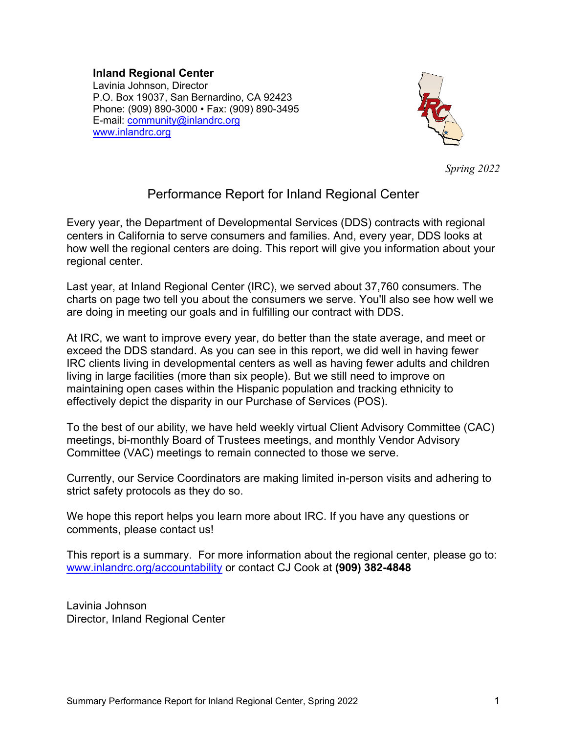**Inland Regional Center**
Lavinia Johnson, Director
P.O. Box 19037, San Bernardino, CA 92423
Phone: (909) 890-3000 • Fax: (909) 890-3495
E-mail: community@inlandrc.org
www.inlandrc.org

*Spring 2022*

# Performance Report for Inland Regional Center

Every year, the Department of Developmental Services (DDS) contracts with regional centers in California to serve consumers and families. And, every year, DDS looks at how well the regional centers are doing. This report will give you information about your regional center.

Last year, at Inland Regional Center (IRC), we served about 37,760 consumers. The charts on page two tell you about the consumers we serve. You'll also see how well we are doing in meeting our goals and in fulfilling our contract with DDS.

At IRC, we want to improve every year, do better than the state average, and meet or exceed the DDS standard. As you can see in this report, we did well in having fewer IRC clients living in developmental centers as well as having fewer adults and children living in large facilities (more than six people). But we still need to improve on maintaining open cases within the Hispanic population and tracking ethnicity to effectively depict the disparity in our Purchase of Services (POS).

To the best of our ability, we have held weekly virtual Client Advisory Committee (CAC) meetings, bi-monthly Board of Trustees meetings, and monthly Vendor Advisory Committee (VAC) meetings to remain connected to those we serve.

Currently, our Service Coordinators are making limited in-person visits and adhering to strict safety protocols as they do so.

We hope this report helps you learn more about IRC. If you have any questions or comments, please contact us!

This report is a summary. For more information about the regional center, please go to: www.inlandrc.org/accountability or contact CJ Cook at **(909) 382-4848**

Lavinia Johnson
Director, Inland Regional Center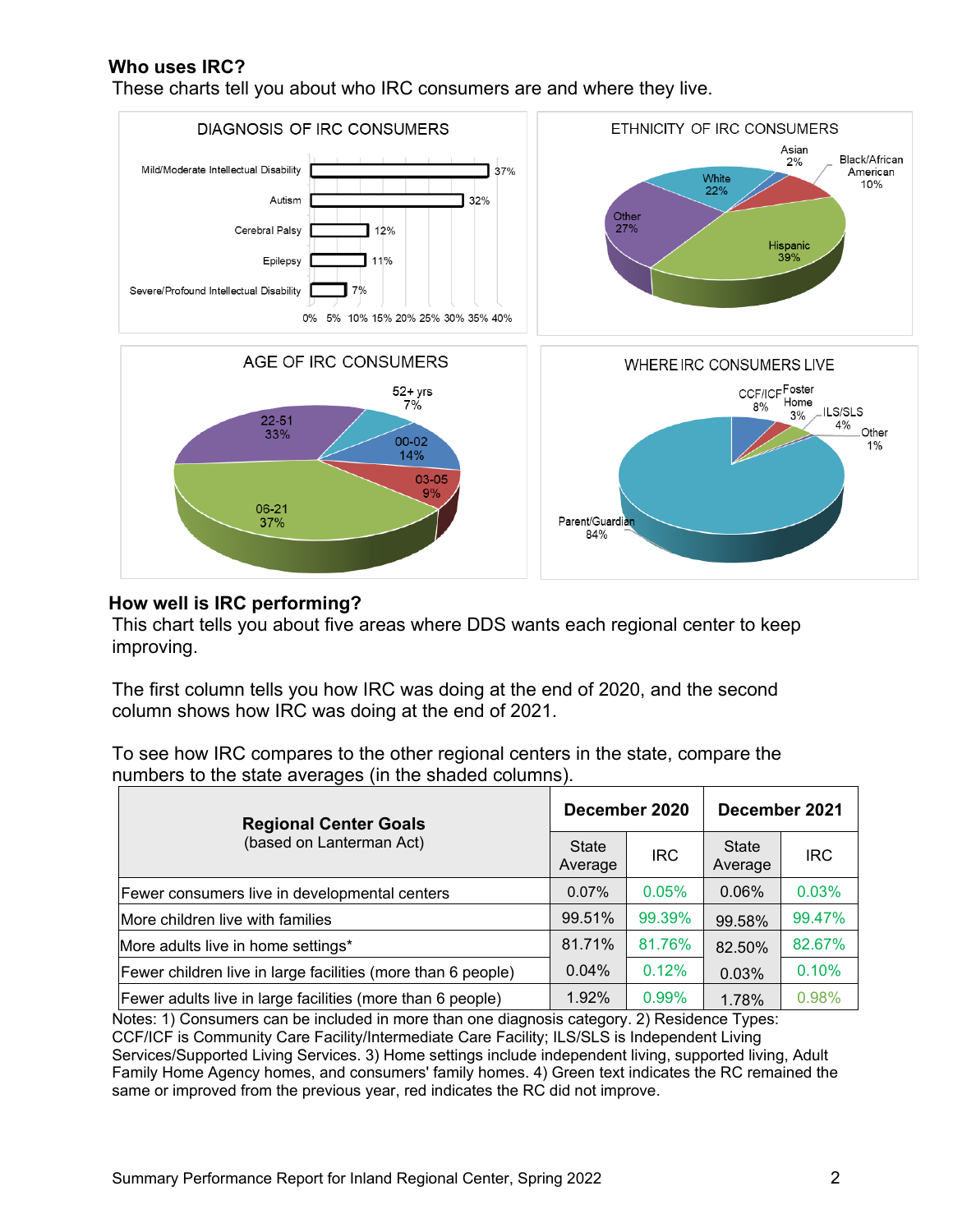## Who uses IRC?

These charts tell you about who IRC consumers are and where they live.

DIAGNOSIS OF IRC CONSUMERS

| Diagnosis | Percent |
|---|---|
| Mild/Moderate Intellectual Disability | 37% |
| Autism | 32% |
| Cerebral Palsy | 12% |
| Epilepsy | 11% |
| Severe/Profound Intellectual Disability | 7% |

ETHNICITY OF IRC CONSUMERS

| Ethnicity | Percent |
|---|---|
| Hispanic | 39% |
| Other | 27% |
| White | 22% |
| Black/African American | 10% |
| Asian | 2% |

AGE OF IRC CONSUMERS

| Age | Percent |
|---|---|
| 00-02 | 14% |
| 03-05 | 9% |
| 06-21 | 37% |
| 22-51 | 33% |
| 52+ yrs | 7% |

WHERE IRC CONSUMERS LIVE

| Residence | Percent |
|---|---|
| Parent/Guardian | 84% |
| CCF/ICF | 8% |
| Foster Home | 3% |
| ILS/SLS | 4% |
| Other | 1% |

## How well is IRC performing?

This chart tells you about five areas where DDS wants each regional center to keep improving.

The first column tells you how IRC was doing at the end of 2020, and the second column shows how IRC was doing at the end of 2021.

To see how IRC compares to the other regional centers in the state, compare the numbers to the state averages (in the shaded columns).

| **Regional Center Goals** (based on Lanterman Act) | **December 2020** | | **December 2021** | |
|---|---|---|---|---|
| | State Average | IRC | State Average | IRC |
| Fewer consumers live in developmental centers | 0.07% | 0.05% | 0.06% | 0.03% |
| More children live with families | 99.51% | 99.39% | 99.58% | 99.47% |
| More adults live in home settings* | 81.71% | 81.76% | 82.50% | 82.67% |
| Fewer children live in large facilities (more than 6 people) | 0.04% | 0.12% | 0.03% | 0.10% |
| Fewer adults live in large facilities (more than 6 people) | 1.92% | 0.99% | 1.78% | 0.98% |

Notes: 1) Consumers can be included in more than one diagnosis category. 2) Residence Types: CCF/ICF is Community Care Facility/Intermediate Care Facility; ILS/SLS is Independent Living Services/Supported Living Services. 3) Home settings include independent living, supported living, Adult Family Home Agency homes, and consumers' family homes. 4) Green text indicates the RC remained the same or improved from the previous year, red indicates the RC did not improve.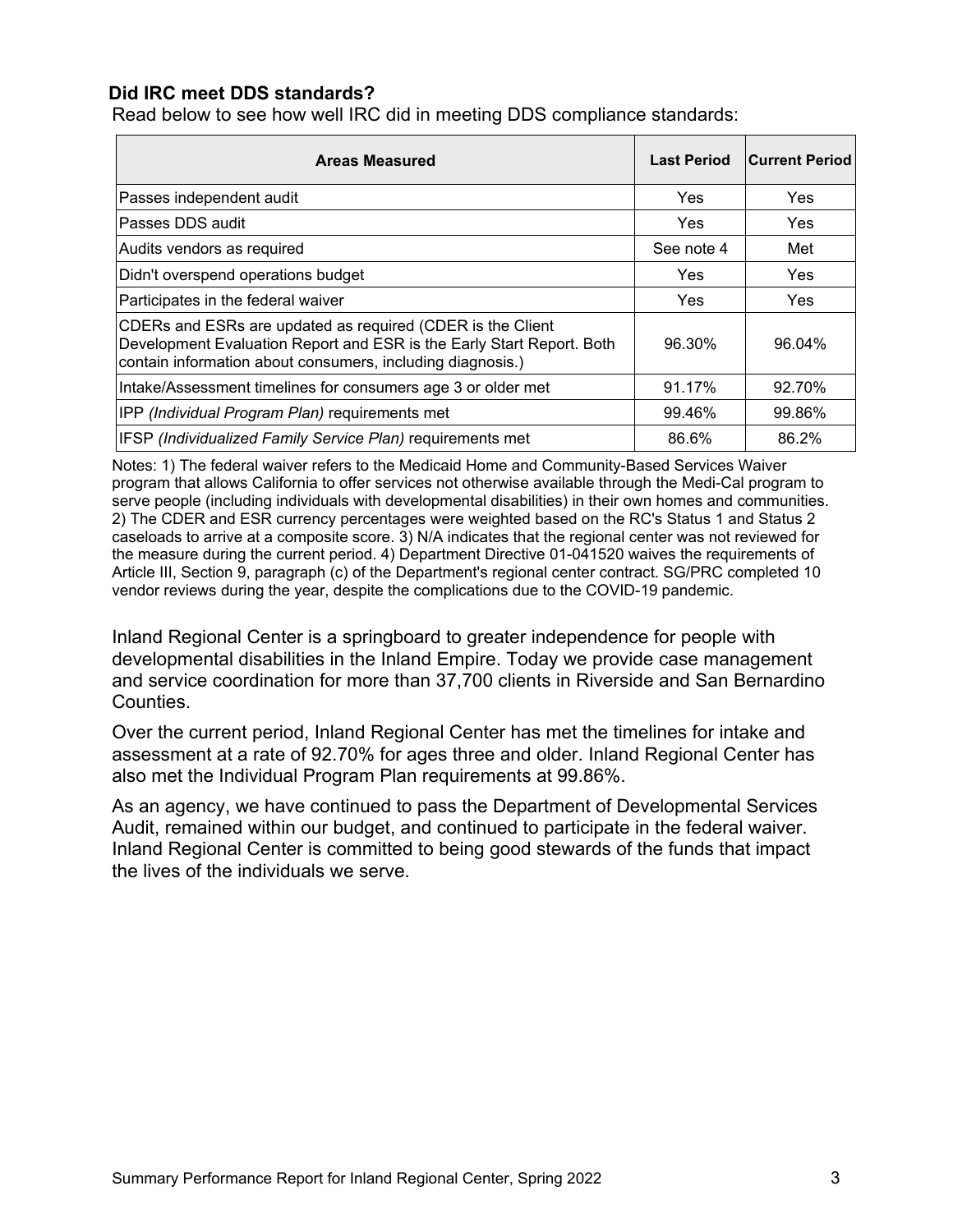### Did IRC meet DDS standards?

Read below to see how well IRC did in meeting DDS compliance standards:

| Areas Measured | Last Period | Current Period |
|---|---|---|
| Passes independent audit | Yes | Yes |
| Passes DDS audit | Yes | Yes |
| Audits vendors as required | See note 4 | Met |
| Didn't overspend operations budget | Yes | Yes |
| Participates in the federal waiver | Yes | Yes |
| CDERs and ESRs are updated as required (CDER is the Client Development Evaluation Report and ESR is the Early Start Report. Both contain information about consumers, including diagnosis.) | 96.30% | 96.04% |
| Intake/Assessment timelines for consumers age 3 or older met | 91.17% | 92.70% |
| IPP *(Individual Program Plan)* requirements met | 99.46% | 99.86% |
| IFSP *(Individualized Family Service Plan)* requirements met | 86.6% | 86.2% |

Notes: 1) The federal waiver refers to the Medicaid Home and Community-Based Services Waiver program that allows California to offer services not otherwise available through the Medi-Cal program to serve people (including individuals with developmental disabilities) in their own homes and communities. 2) The CDER and ESR currency percentages were weighted based on the RC's Status 1 and Status 2 caseloads to arrive at a composite score. 3) N/A indicates that the regional center was not reviewed for the measure during the current period. 4) Department Directive 01-041520 waives the requirements of Article III, Section 9, paragraph (c) of the Department's regional center contract. SG/PRC completed 10 vendor reviews during the year, despite the complications due to the COVID-19 pandemic.

Inland Regional Center is a springboard to greater independence for people with developmental disabilities in the Inland Empire. Today we provide case management and service coordination for more than 37,700 clients in Riverside and San Bernardino Counties.

Over the current period, Inland Regional Center has met the timelines for intake and assessment at a rate of 92.70% for ages three and older. Inland Regional Center has also met the Individual Program Plan requirements at 99.86%.

As an agency, we have continued to pass the Department of Developmental Services Audit, remained within our budget, and continued to participate in the federal waiver. Inland Regional Center is committed to being good stewards of the funds that impact the lives of the individuals we serve.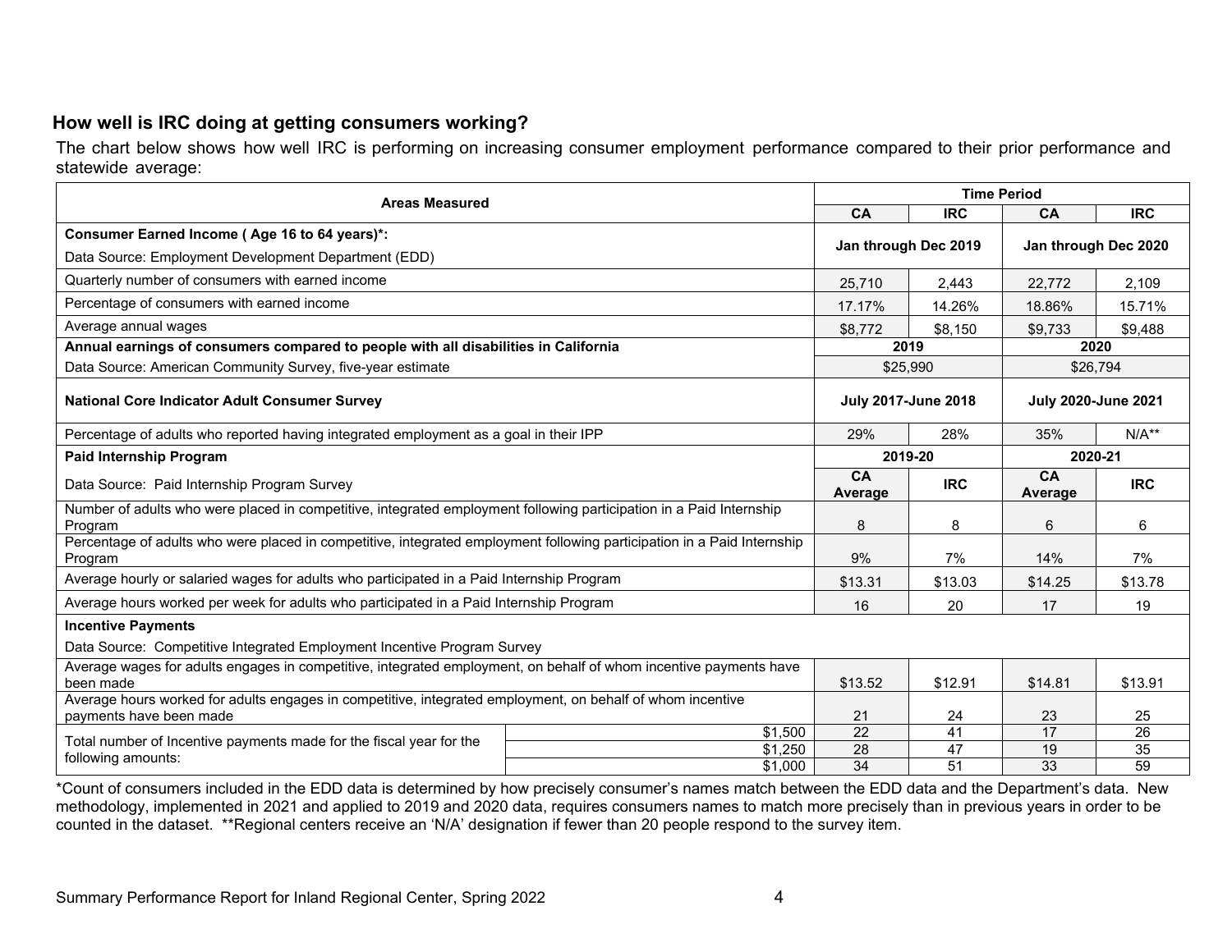## How well is IRC doing at getting consumers working?

The chart below shows how well IRC is performing on increasing consumer employment performance compared to their prior performance and statewide average:

| Areas Measured | | Time Period | | | |
|---|---|---|---|---|---|
| | | CA | IRC | CA | IRC |
| **Consumer Earned Income ( Age 16 to 64 years)*:** Data Source: Employment Development Department (EDD) | | Jan through Dec 2019 | | Jan through Dec 2020 | |
| Quarterly number of consumers with earned income | | 25,710 | 2,443 | 22,772 | 2,109 |
| Percentage of consumers with earned income | | 17.17% | 14.26% | 18.86% | 15.71% |
| Average annual wages | | $8,772 | $8,150 | $9,733 | $9,488 |
| **Annual earnings of consumers compared to people with all disabilities in California** | | 2019 | | 2020 | |
| Data Source: American Community Survey, five-year estimate | | $25,990 | | $26,794 | |
| **National Core Indicator Adult Consumer Survey** | | July 2017-June 2018 | | July 2020-June 2021 | |
| Percentage of adults who reported having integrated employment as a goal in their IPP | | 29% | 28% | 35% | N/A** |
| **Paid Internship Program** | | 2019-20 | | 2020-21 | |
| Data Source: Paid Internship Program Survey | | CA Average | IRC | CA Average | IRC |
| Number of adults who were placed in competitive, integrated employment following participation in a Paid Internship Program | | 8 | 8 | 6 | 6 |
| Percentage of adults who were placed in competitive, integrated employment following participation in a Paid Internship Program | | 9% | 7% | 14% | 7% |
| Average hourly or salaried wages for adults who participated in a Paid Internship Program | | $13.31 | $13.03 | $14.25 | $13.78 |
| Average hours worked per week for adults who participated in a Paid Internship Program | | 16 | 20 | 17 | 19 |
| **Incentive Payments** Data Source: Competitive Integrated Employment Incentive Program Survey | | | | | |
| Average wages for adults engages in competitive, integrated employment, on behalf of whom incentive payments have been made | | $13.52 | $12.91 | $14.81 | $13.91 |
| Average hours worked for adults engages in competitive, integrated employment, on behalf of whom incentive payments have been made | | 21 | 24 | 23 | 25 |
| Total number of Incentive payments made for the fiscal year for the following amounts: | $1,500 | 22 | 41 | 17 | 26 |
| | $1,250 | 28 | 47 | 19 | 35 |
| | $1,000 | 34 | 51 | 33 | 59 |

*Count of consumers included in the EDD data is determined by how precisely consumer's names match between the EDD data and the Department's data. New methodology, implemented in 2021 and applied to 2019 and 2020 data, requires consumers names to match more precisely than in previous years in order to be counted in the dataset. **Regional centers receive an 'N/A' designation if fewer than 20 people respond to the survey item.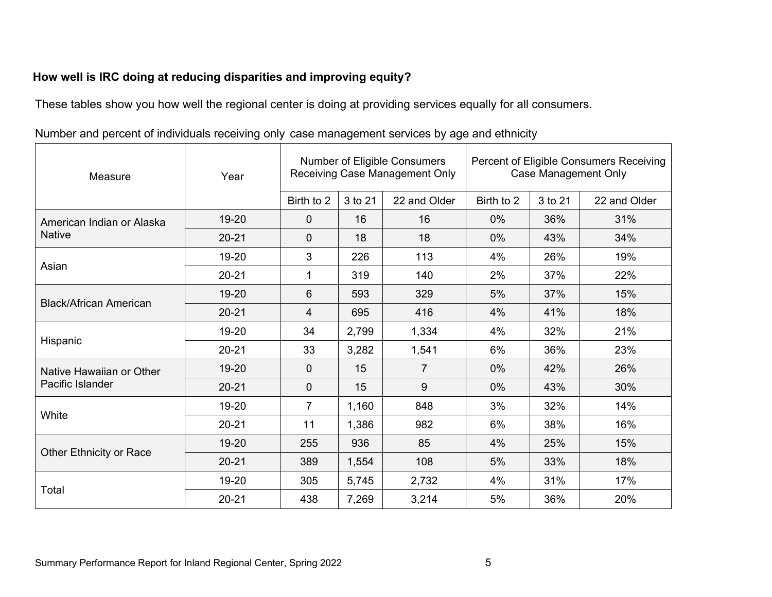**How well is IRC doing at reducing disparities and improving equity?**

These tables show you how well the regional center is doing at providing services equally for all consumers.

Number and percent of individuals receiving only case management services by age and ethnicity

| Measure | Year | Number of Eligible Consumers Receiving Case Management Only | | | Percent of Eligible Consumers Receiving Case Management Only | | |
|---|---|---|---|---|---|---|---|
| | | Birth to 2 | 3 to 21 | 22 and Older | Birth to 2 | 3 to 21 | 22 and Older |
| American Indian or Alaska Native | 19-20 | 0 | 16 | 16 | 0% | 36% | 31% |
| | 20-21 | 0 | 18 | 18 | 0% | 43% | 34% |
| Asian | 19-20 | 3 | 226 | 113 | 4% | 26% | 19% |
| | 20-21 | 1 | 319 | 140 | 2% | 37% | 22% |
| Black/African American | 19-20 | 6 | 593 | 329 | 5% | 37% | 15% |
| | 20-21 | 4 | 695 | 416 | 4% | 41% | 18% |
| Hispanic | 19-20 | 34 | 2,799 | 1,334 | 4% | 32% | 21% |
| | 20-21 | 33 | 3,282 | 1,541 | 6% | 36% | 23% |
| Native Hawaiian or Other Pacific Islander | 19-20 | 0 | 15 | 7 | 0% | 42% | 26% |
| | 20-21 | 0 | 15 | 9 | 0% | 43% | 30% |
| White | 19-20 | 7 | 1,160 | 848 | 3% | 32% | 14% |
| | 20-21 | 11 | 1,386 | 982 | 6% | 38% | 16% |
| Other Ethnicity or Race | 19-20 | 255 | 936 | 85 | 4% | 25% | 15% |
| | 20-21 | 389 | 1,554 | 108 | 5% | 33% | 18% |
| Total | 19-20 | 305 | 5,745 | 2,732 | 4% | 31% | 17% |
| | 20-21 | 438 | 7,269 | 3,214 | 5% | 36% | 20% |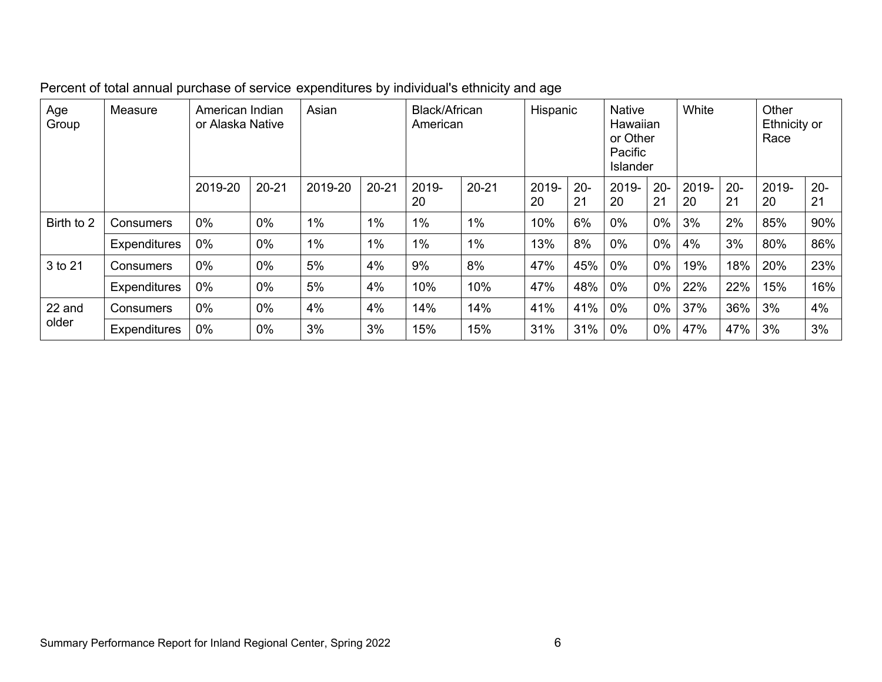Percent of total annual purchase of service expenditures by individual's ethnicity and age

| Age Group | Measure | American Indian or Alaska Native | | Asian | | Black/African American | | Hispanic | | Native Hawaiian or Other Pacific Islander | | White | | Other Ethnicity or Race | |
|---|---|---|---|---|---|---|---|---|---|---|---|---|---|---|---|
| | | 2019-20 | 20-21 | 2019-20 | 20-21 | 2019-20 | 20-21 | 2019-20 | 20-21 | 2019-20 | 20-21 | 2019-20 | 20-21 | 2019-20 | 20-21 |
| Birth to 2 | Consumers | 0% | 0% | 1% | 1% | 1% | 1% | 10% | 6% | 0% | 0% | 3% | 2% | 85% | 90% |
| | Expenditures | 0% | 0% | 1% | 1% | 1% | 1% | 13% | 8% | 0% | 0% | 4% | 3% | 80% | 86% |
| 3 to 21 | Consumers | 0% | 0% | 5% | 4% | 9% | 8% | 47% | 45% | 0% | 0% | 19% | 18% | 20% | 23% |
| | Expenditures | 0% | 0% | 5% | 4% | 10% | 10% | 47% | 48% | 0% | 0% | 22% | 22% | 15% | 16% |
| 22 and older | Consumers | 0% | 0% | 4% | 4% | 14% | 14% | 41% | 41% | 0% | 0% | 37% | 36% | 3% | 4% |
| | Expenditures | 0% | 0% | 3% | 3% | 15% | 15% | 31% | 31% | 0% | 0% | 47% | 47% | 3% | 3% |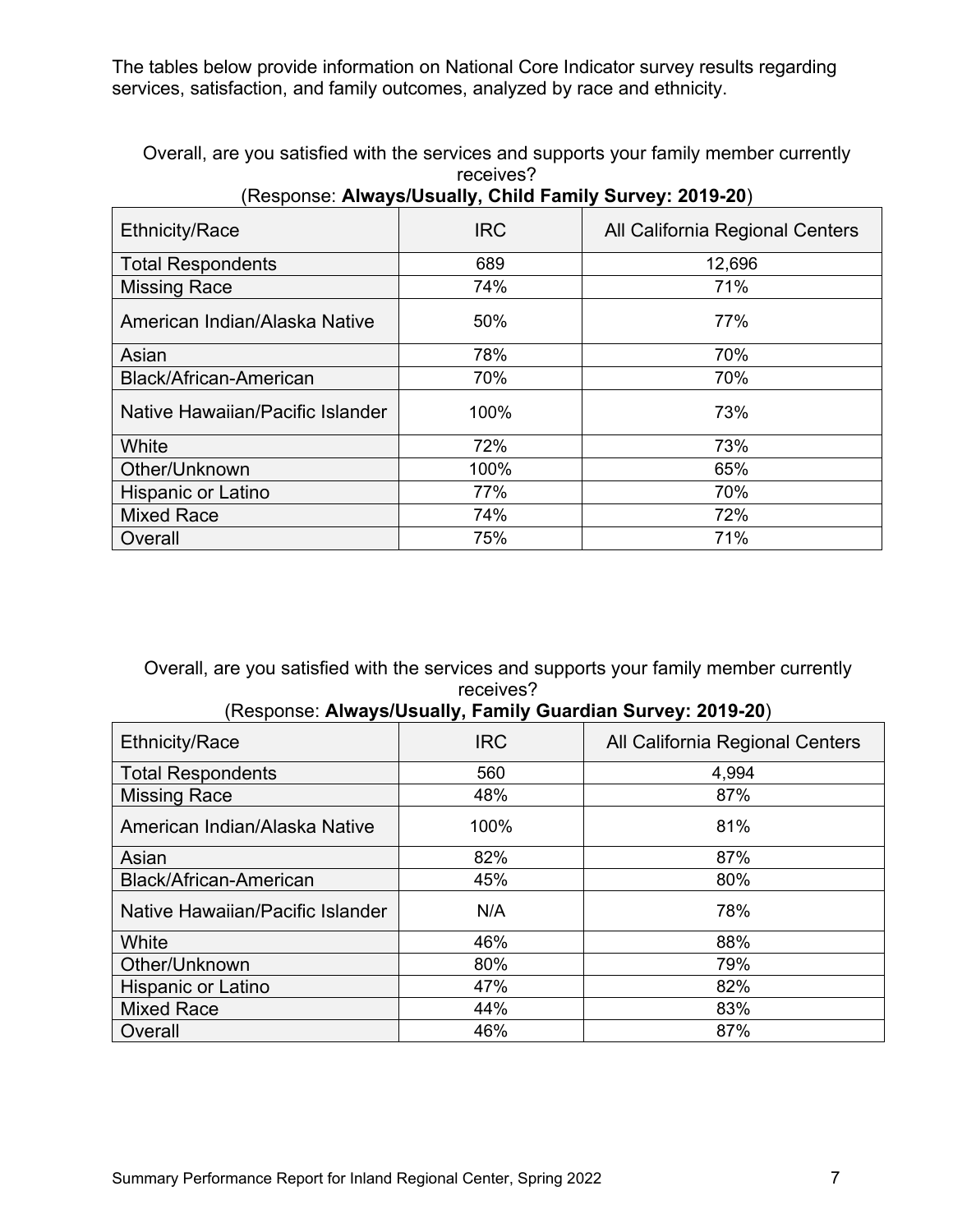The tables below provide information on National Core Indicator survey results regarding services, satisfaction, and family outcomes, analyzed by race and ethnicity.

Overall, are you satisfied with the services and supports your family member currently receives?
(Response: **Always/Usually, Child Family Survey: 2019-20**)

| Ethnicity/Race | IRC | All California Regional Centers |
|---|---|---|
| Total Respondents | 689 | 12,696 |
| Missing Race | 74% | 71% |
| American Indian/Alaska Native | 50% | 77% |
| Asian | 78% | 70% |
| Black/African-American | 70% | 70% |
| Native Hawaiian/Pacific Islander | 100% | 73% |
| White | 72% | 73% |
| Other/Unknown | 100% | 65% |
| Hispanic or Latino | 77% | 70% |
| Mixed Race | 74% | 72% |
| Overall | 75% | 71% |

Overall, are you satisfied with the services and supports your family member currently receives?
(Response: **Always/Usually, Family Guardian Survey: 2019-20**)

| Ethnicity/Race | IRC | All California Regional Centers |
|---|---|---|
| Total Respondents | 560 | 4,994 |
| Missing Race | 48% | 87% |
| American Indian/Alaska Native | 100% | 81% |
| Asian | 82% | 87% |
| Black/African-American | 45% | 80% |
| Native Hawaiian/Pacific Islander | N/A | 78% |
| White | 46% | 88% |
| Other/Unknown | 80% | 79% |
| Hispanic or Latino | 47% | 82% |
| Mixed Race | 44% | 83% |
| Overall | 46% | 87% |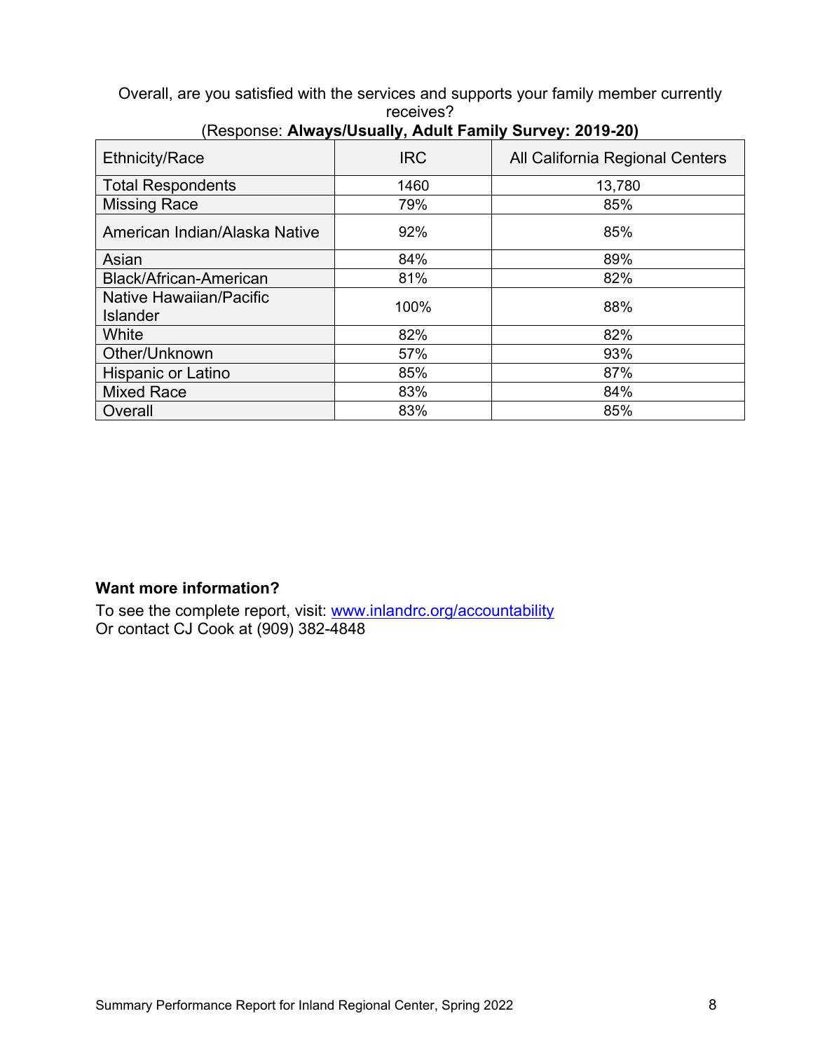Overall, are you satisfied with the services and supports your family member currently receives?
(Response: **Always/Usually, Adult Family Survey: 2019-20)**

| Ethnicity/Race | IRC | All California Regional Centers |
|---|---|---|
| Total Respondents | 1460 | 13,780 |
| Missing Race | 79% | 85% |
| American Indian/Alaska Native | 92% | 85% |
| Asian | 84% | 89% |
| Black/African-American | 81% | 82% |
| Native Hawaiian/Pacific Islander | 100% | 88% |
| White | 82% | 82% |
| Other/Unknown | 57% | 93% |
| Hispanic or Latino | 85% | 87% |
| Mixed Race | 83% | 84% |
| Overall | 83% | 85% |

**Want more information?**

To see the complete report, visit: [www.inlandrc.org/accountability](www.inlandrc.org/accountability)
Or contact CJ Cook at (909) 382-4848